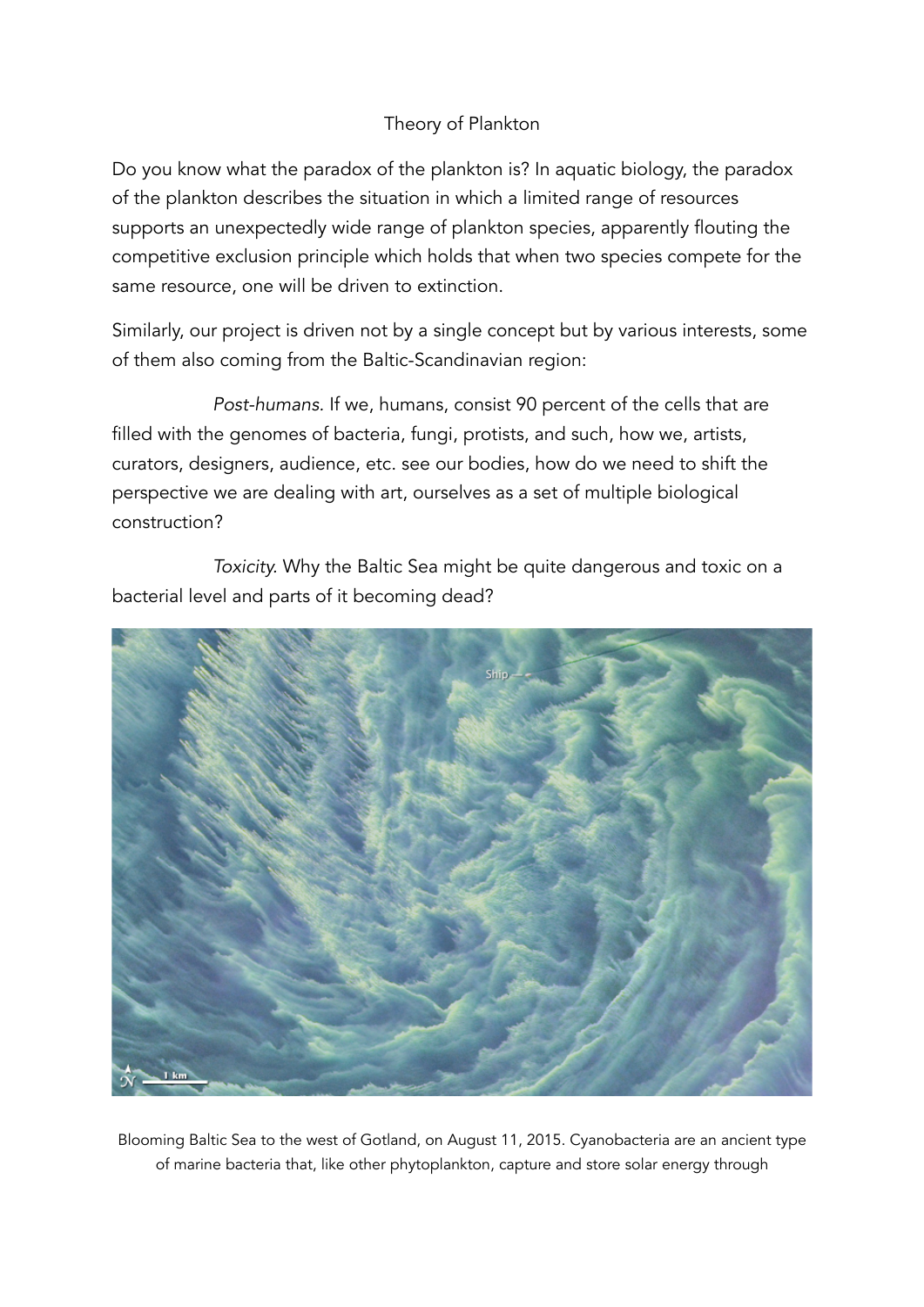# Theory of Plankton

Do you know what the paradox of the plankton is? In aquatic biology, the paradox of the plankton describes the situation in which a limited range of resources supports an unexpectedly wide range of plankton species, apparently flouting the competitive exclusion principle which holds that when two species compete for the same resource, one will be driven to extinction.

Similarly, our project is driven not by a single concept but by various interests, some of them also coming from the Baltic-Scandinavian region:

*Post-humans*. If we, humans, consist 90 percent of the cells that are filled with the genomes of bacteria, fungi, protists, and such, how we, artists, curators, designers, audience, etc. see our bodies, how do we need to shift the perspective we are dealing with art, ourselves as a set of multiple biological construction?

*Toxicity*. Why the Baltic Sea might be quite dangerous and toxic on a bacterial level and parts of it becoming dead?

Blooming Baltic Sea to the west of Gotland, on August 11, 2015. Cyanobacteria are an ancient type of marine bacteria that, like other phytoplankton, capture and store solar energy through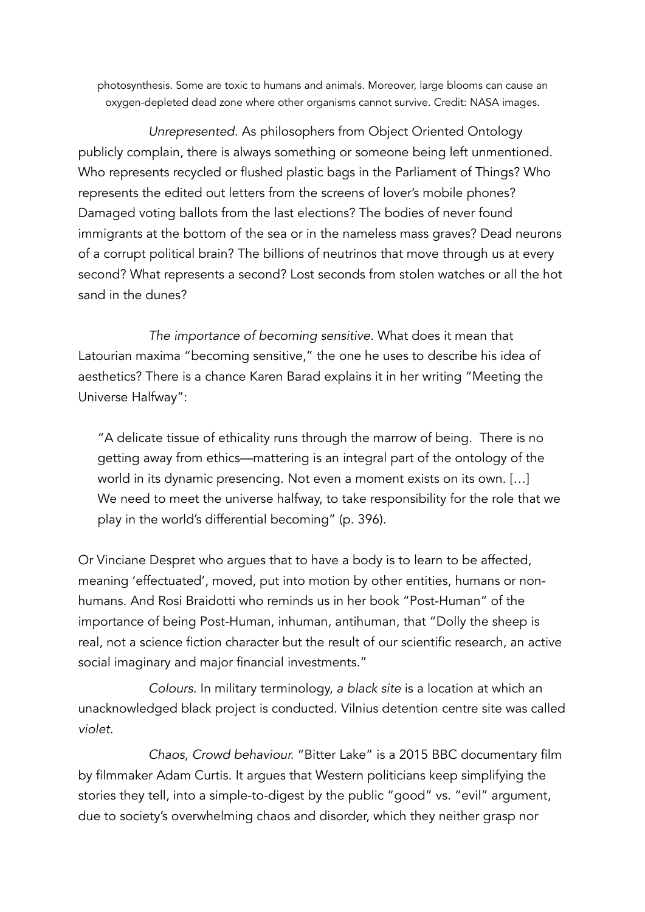photosynthesis. Some are toxic to humans and animals. Moreover, large blooms can cause an oxygen-depleted dead zone where other organisms cannot survive. Credit: NASA images.

*Unrepresented*. As philosophers from Object Oriented Ontology publicly complain, there is always something or someone being left unmentioned. Who represents recycled or flushed plastic bags in the Parliament of Things? Who represents the edited out letters from the screens of lover's mobile phones? Damaged voting ballots from the last elections? The bodies of never found immigrants at the bottom of the sea or in the nameless mass graves? Dead neurons of a corrupt political brain? The billions of neutrinos that move through us at every second? What represents a second? Lost seconds from stolen watches or all the hot sand in the dunes?

*The importance of becoming sensitive*. What does it mean that Latourian maxima "becoming sensitive," the one he uses to describe his idea of aesthetics? There is a chance Karen Barad explains it in her writing "Meeting the Universe Halfway":

> "A delicate tissue of ethicality runs through the marrow of being. There is no getting away from ethics—mattering is an integral part of the ontology of the world in its dynamic presencing. Not even a moment exists on its own. […] We need to meet the universe halfway, to take responsibility for the role that we play in the world's differential becoming" (p. 396).

Or Vinciane Despret who argues that to have a body is to learn to be affected, meaning 'effectuated', moved, put into motion by other entities, humans or non-humans. And Rosi Braidotti who reminds us in her book "Post-Human" of the importance of being Post-Human, inhuman, antihuman, that "Dolly the sheep is real, not a science fiction character but the result of our scientific research, an active social imaginary and major financial investments."

*Colours*. In military terminology, *a black site* is a location at which an unacknowledged black project is conducted. Vilnius detention centre site was called *violet*.

*Chaos, Crowd behaviour.* "Bitter Lake" is a 2015 BBC documentary film by filmmaker Adam Curtis. It argues that Western politicians keep simplifying the stories they tell, into a simple-to-digest by the public "good" vs. "evil" argument, due to society's overwhelming chaos and disorder, which they neither grasp nor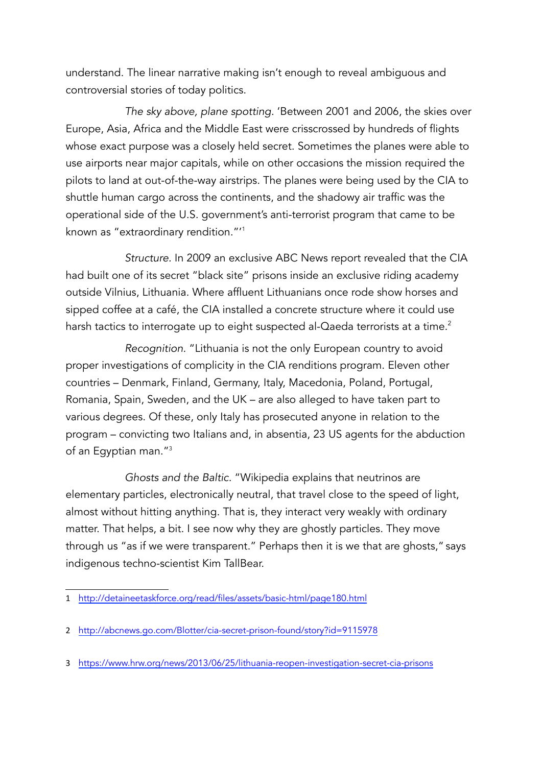understand. The linear narrative making isn't enough to reveal ambiguous and controversial stories of today politics.

*The sky above, plane spotting.* 'Between 2001 and 2006, the skies over Europe, Asia, Africa and the Middle East were crisscrossed by hundreds of flights whose exact purpose was a closely held secret. Sometimes the planes were able to use airports near major capitals, while on other occasions the mission required the pilots to land at out-of-the-way airstrips. The planes were being used by the CIA to shuttle human cargo across the continents, and the shadowy air traffic was the operational side of the U.S. government's anti-terrorist program that came to be known as "extraordinary rendition."'[1]

*Structure.* In 2009 an exclusive ABC News report revealed that the CIA had built one of its secret "black site" prisons inside an exclusive riding academy outside Vilnius, Lithuania. Where affluent Lithuanians once rode show horses and sipped coffee at a café, the CIA installed a concrete structure where it could use harsh tactics to interrogate up to eight suspected al-Qaeda terrorists at a time.[2]

*Recognition.* "Lithuania is not the only European country to avoid proper investigations of complicity in the CIA renditions program. Eleven other countries – Denmark, Finland, Germany, Italy, Macedonia, Poland, Portugal, Romania, Spain, Sweden, and the UK – are also alleged to have taken part to various degrees. Of these, only Italy has prosecuted anyone in relation to the program – convicting two Italians and, in absentia, 23 US agents for the abduction of an Egyptian man."[3]

*Ghosts and the Baltic.* "Wikipedia explains that neutrinos are elementary particles, electronically neutral, that travel close to the speed of light, almost without hitting anything. That is, they interact very weakly with ordinary matter. That helps, a bit. I see now why they are ghostly particles. They move through us "as if we were transparent." Perhaps then it is we that are ghosts," says indigenous techno-scientist Kim TallBear.

---

1 http://detaineetaskforce.org/read/files/assets/basic-html/page180.html

2 http://abcnews.go.com/Blotter/cia-secret-prison-found/story?id=9115978

3 https://www.hrw.org/news/2013/06/25/lithuania-reopen-investigation-secret-cia-prisons